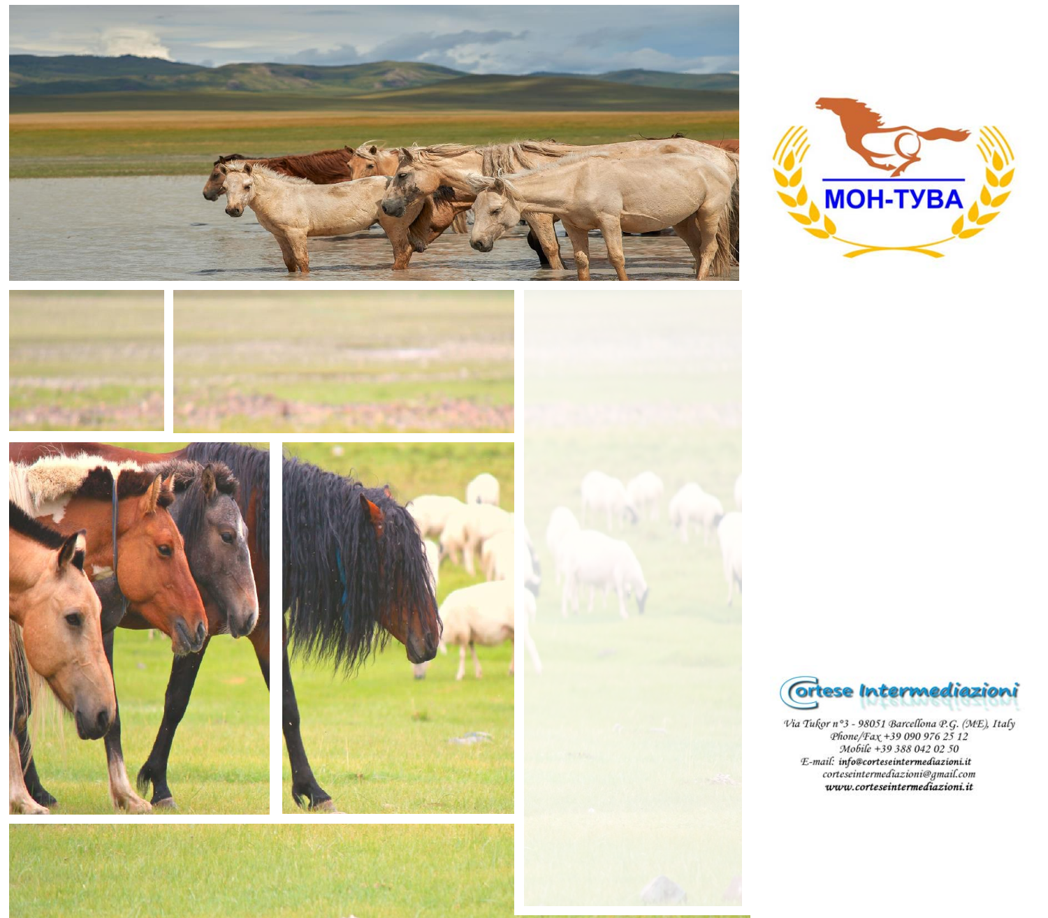МОН-ТУВА

Cortese Intermediazioni

Via Tukor n°3 - 98051 Barcellona P.G. (ME), Italy
Phone/Fax +39 090 976 25 12
Mobile +39 388 042 02 50
E-mail: info@corteseintermediazioni.it
corteseintermediazioni@gmail.com
www.corteseintermediazioni.it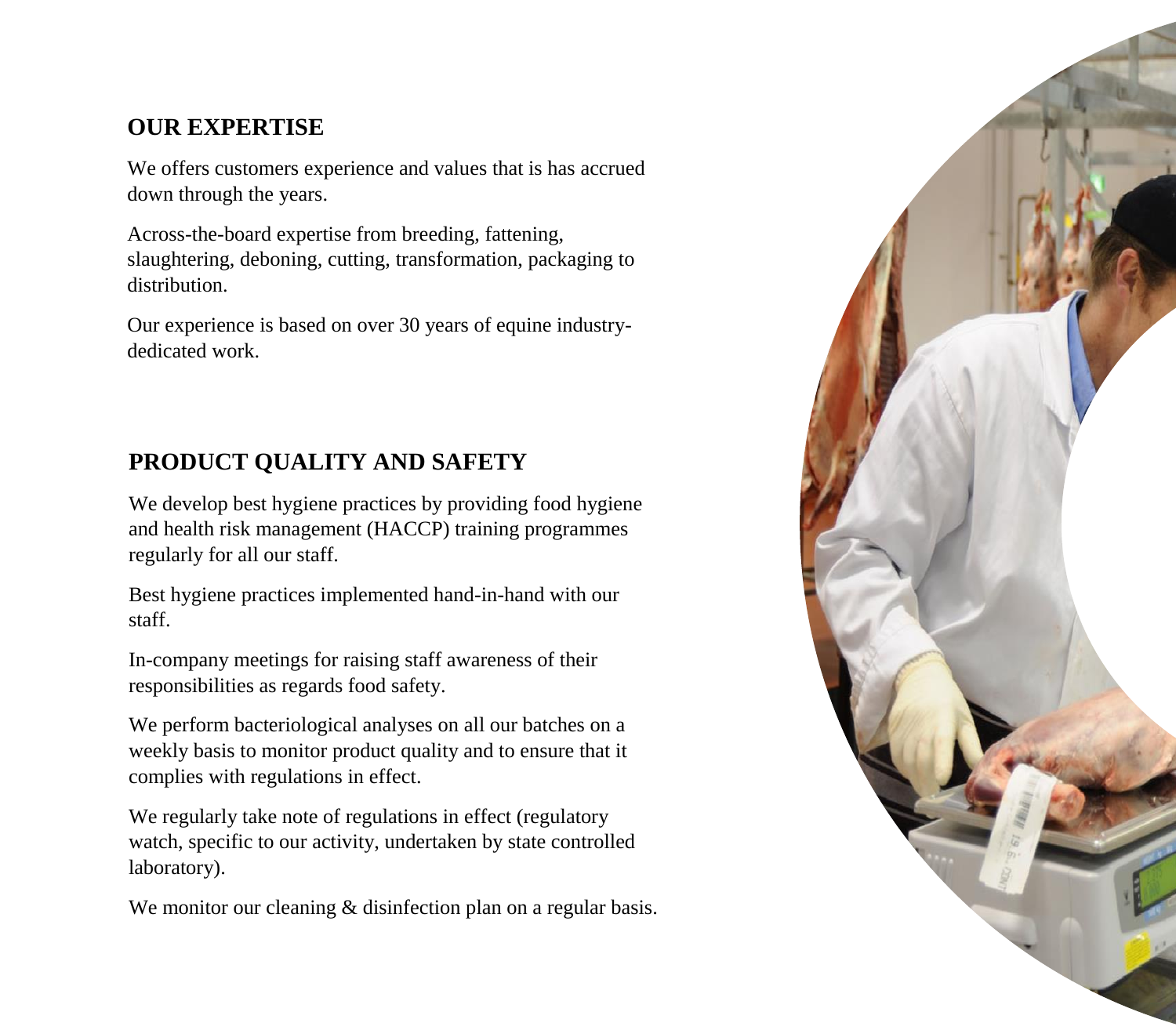## OUR EXPERTISE

We offers customers experience and values that is has accrued down through the years.

Across-the-board expertise from breeding, fattening, slaughtering, deboning, cutting, transformation, packaging to distribution.

Our experience is based on over 30 years of equine industry-dedicated work.

## PRODUCT QUALITY AND SAFETY

We develop best hygiene practices by providing food hygiene and health risk management (HACCP) training programmes regularly for all our staff.

Best hygiene practices implemented hand-in-hand with our staff.

In-company meetings for raising staff awareness of their responsibilities as regards food safety.

We perform bacteriological analyses on all our batches on a weekly basis to monitor product quality and to ensure that it complies with regulations in effect.

We regularly take note of regulations in effect (regulatory watch, specific to our activity, undertaken by state controlled laboratory).

We monitor our cleaning & disinfection plan on a regular basis.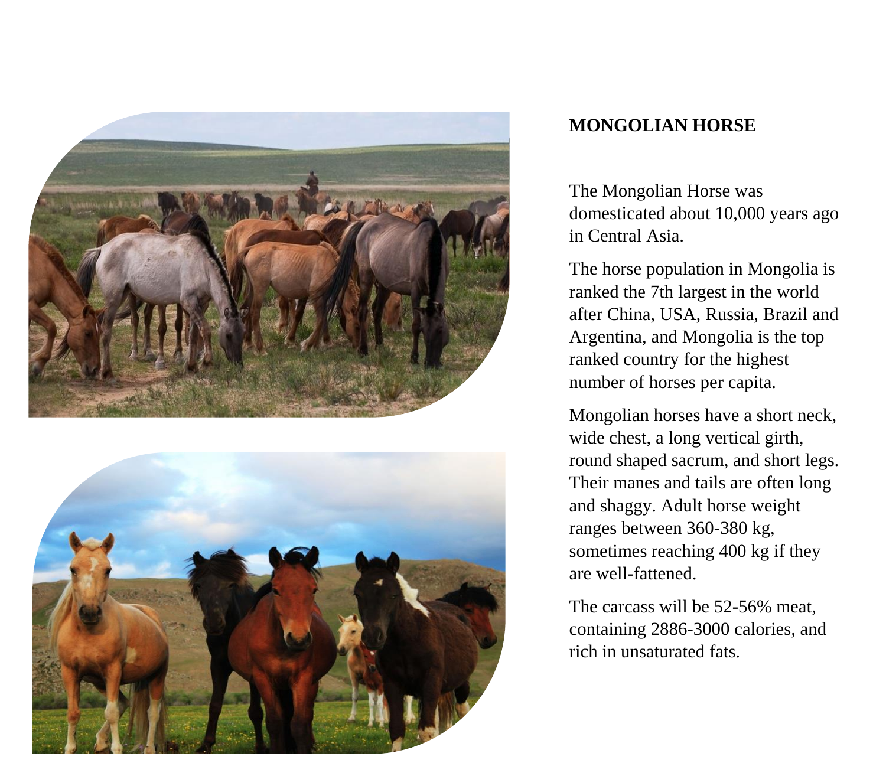## MONGOLIAN HORSE

The Mongolian Horse was domesticated about 10,000 years ago in Central Asia.

The horse population in Mongolia is ranked the 7th largest in the world after China, USA, Russia, Brazil and Argentina, and Mongolia is the top ranked country for the highest number of horses per capita.

Mongolian horses have a short neck, wide chest, a long vertical girth, round shaped sacrum, and short legs. Their manes and tails are often long and shaggy. Adult horse weight ranges between 360-380 kg, sometimes reaching 400 kg if they are well-fattened.

The carcass will be 52-56% meat, containing 2886-3000 calories, and rich in unsaturated fats.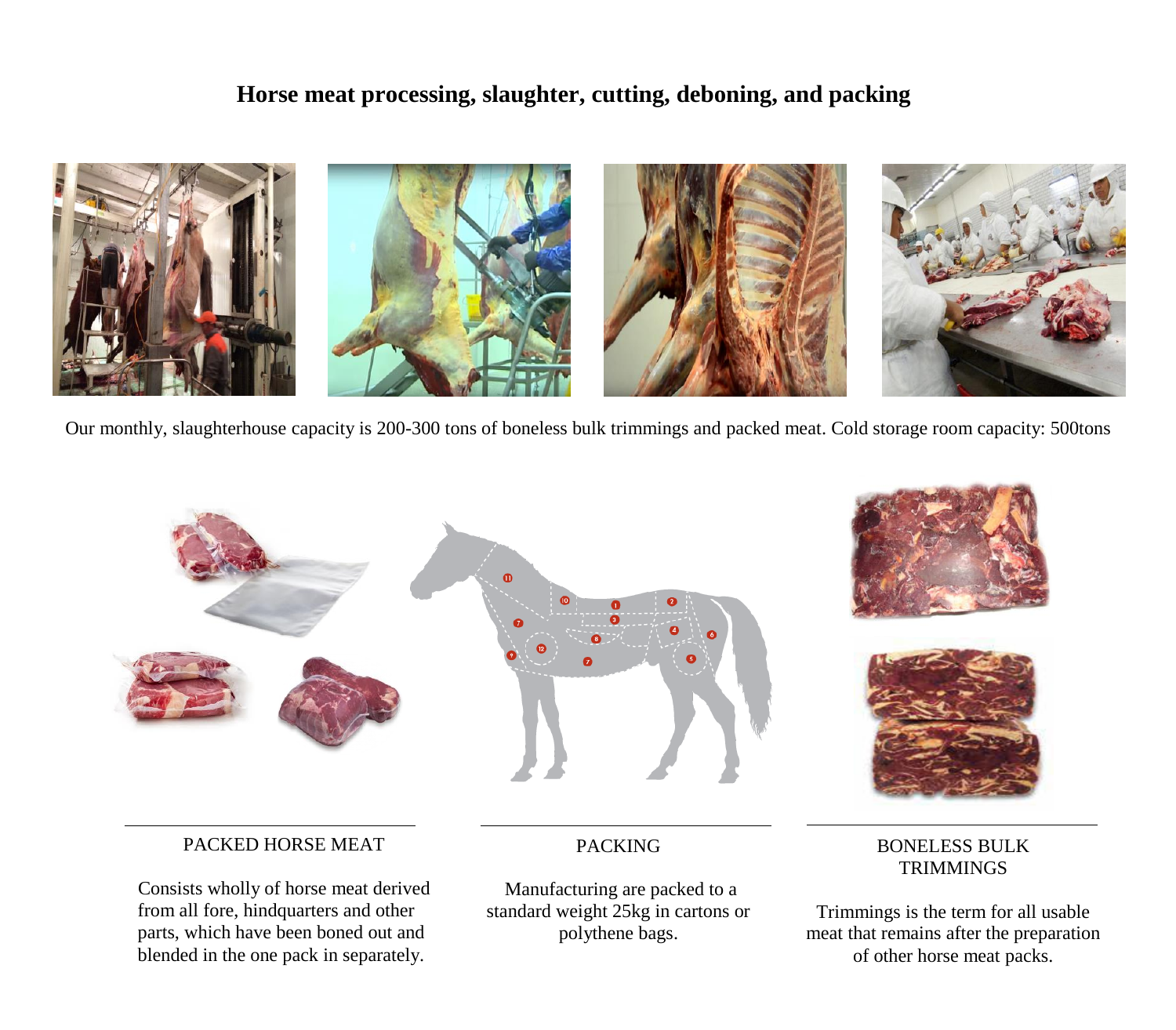# Horse meat processing, slaughter, cutting, deboning, and packing

Our monthly, slaughterhouse capacity is 200-300 tons of boneless bulk trimmings and packed meat. Cold storage room capacity: 500tons

## PACKED HORSE MEAT

Consists wholly of horse meat derived from all fore, hindquarters and other parts, which have been boned out and blended in the one pack in separately.

## PACKING

Manufacturing are packed to a standard weight 25kg in cartons or polythene bags.

## BONELESS BULK TRIMMINGS

Trimmings is the term for all usable meat that remains after the preparation of other horse meat packs.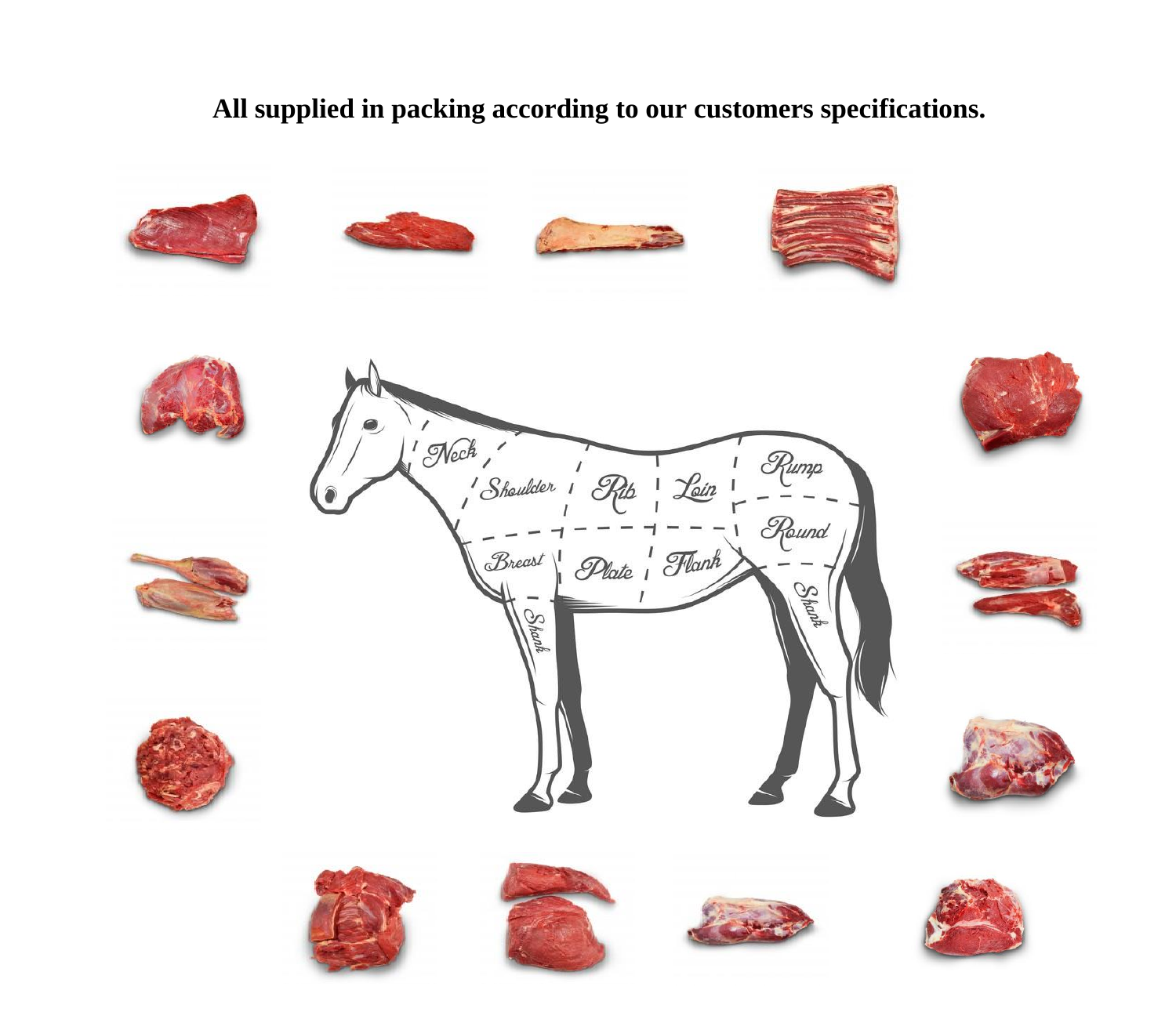**All supplied in packing according to our customers specifications.**